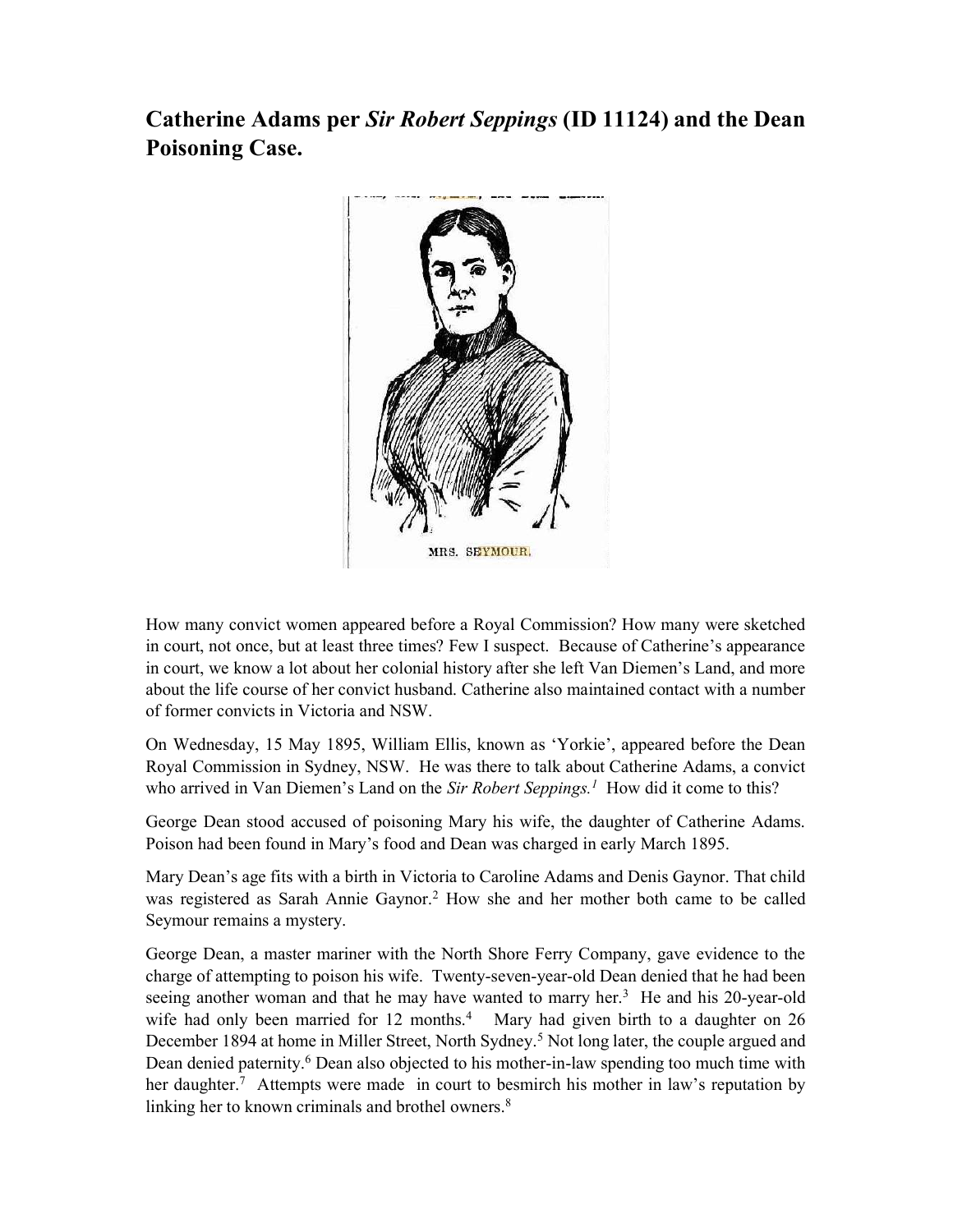# Catherine Adams per *Sir Robert Seppings* (ID 11124) and the Dean Poisoning Case.

MRS. SEYMOUR.

How many convict women appeared before a Royal Commission? How many were sketched in court, not once, but at least three times? Few I suspect. Because of Catherine's appearance in court, we know a lot about her colonial history after she left Van Diemen's Land, and more about the life course of her convict husband. Catherine also maintained contact with a number of former convicts in Victoria and NSW.

On Wednesday, 15 May 1895, William Ellis, known as 'Yorkie', appeared before the Dean Royal Commission in Sydney, NSW. He was there to talk about Catherine Adams, a convict who arrived in Van Diemen's Land on the *Sir Robert Seppings.*[1] How did it come to this?

George Dean stood accused of poisoning Mary his wife, the daughter of Catherine Adams. Poison had been found in Mary's food and Dean was charged in early March 1895.

Mary Dean's age fits with a birth in Victoria to Caroline Adams and Denis Gaynor. That child was registered as Sarah Annie Gaynor.[2] How she and her mother both came to be called Seymour remains a mystery.

George Dean, a master mariner with the North Shore Ferry Company, gave evidence to the charge of attempting to poison his wife. Twenty-seven-year-old Dean denied that he had been seeing another woman and that he may have wanted to marry her.[3] He and his 20-year-old wife had only been married for 12 months.[4] Mary had given birth to a daughter on 26 December 1894 at home in Miller Street, North Sydney.[5] Not long later, the couple argued and Dean denied paternity.[6] Dean also objected to his mother-in-law spending too much time with her daughter.[7] Attempts were made in court to besmirch his mother in law's reputation by linking her to known criminals and brothel owners.[8]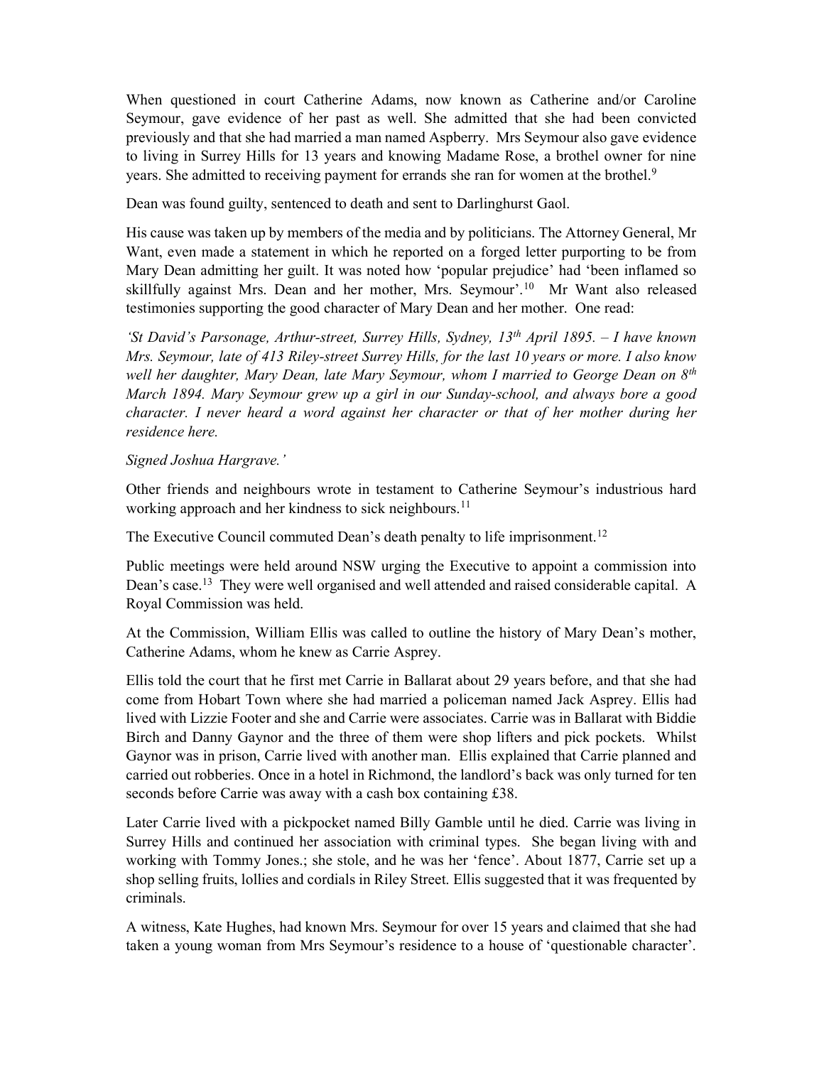When questioned in court Catherine Adams, now known as Catherine and/or Caroline Seymour, gave evidence of her past as well. She admitted that she had been convicted previously and that she had married a man named Aspberry. Mrs Seymour also gave evidence to living in Surrey Hills for 13 years and knowing Madame Rose, a brothel owner for nine years. She admitted to receiving payment for errands she ran for women at the brothel.[9]

Dean was found guilty, sentenced to death and sent to Darlinghurst Gaol.

His cause was taken up by members of the media and by politicians. The Attorney General, Mr Want, even made a statement in which he reported on a forged letter purporting to be from Mary Dean admitting her guilt. It was noted how 'popular prejudice' had 'been inflamed so skillfully against Mrs. Dean and her mother, Mrs. Seymour'.[10] Mr Want also released testimonies supporting the good character of Mary Dean and her mother. One read:

*'St David's Parsonage, Arthur-street, Surrey Hills, Sydney, 13th April 1895. – I have known Mrs. Seymour, late of 413 Riley-street Surrey Hills, for the last 10 years or more. I also know well her daughter, Mary Dean, late Mary Seymour, whom I married to George Dean on 8th March 1894. Mary Seymour grew up a girl in our Sunday-school, and always bore a good character. I never heard a word against her character or that of her mother during her residence here.*

*Signed Joshua Hargrave.'*

Other friends and neighbours wrote in testament to Catherine Seymour's industrious hard working approach and her kindness to sick neighbours.[11]

The Executive Council commuted Dean's death penalty to life imprisonment.[12]

Public meetings were held around NSW urging the Executive to appoint a commission into Dean's case.[13] They were well organised and well attended and raised considerable capital. A Royal Commission was held.

At the Commission, William Ellis was called to outline the history of Mary Dean's mother, Catherine Adams, whom he knew as Carrie Asprey.

Ellis told the court that he first met Carrie in Ballarat about 29 years before, and that she had come from Hobart Town where she had married a policeman named Jack Asprey. Ellis had lived with Lizzie Footer and she and Carrie were associates. Carrie was in Ballarat with Biddie Birch and Danny Gaynor and the three of them were shop lifters and pick pockets. Whilst Gaynor was in prison, Carrie lived with another man. Ellis explained that Carrie planned and carried out robberies. Once in a hotel in Richmond, the landlord's back was only turned for ten seconds before Carrie was away with a cash box containing £38.

Later Carrie lived with a pickpocket named Billy Gamble until he died. Carrie was living in Surrey Hills and continued her association with criminal types. She began living with and working with Tommy Jones.; she stole, and he was her 'fence'. About 1877, Carrie set up a shop selling fruits, lollies and cordials in Riley Street. Ellis suggested that it was frequented by criminals.

A witness, Kate Hughes, had known Mrs. Seymour for over 15 years and claimed that she had taken a young woman from Mrs Seymour's residence to a house of 'questionable character'.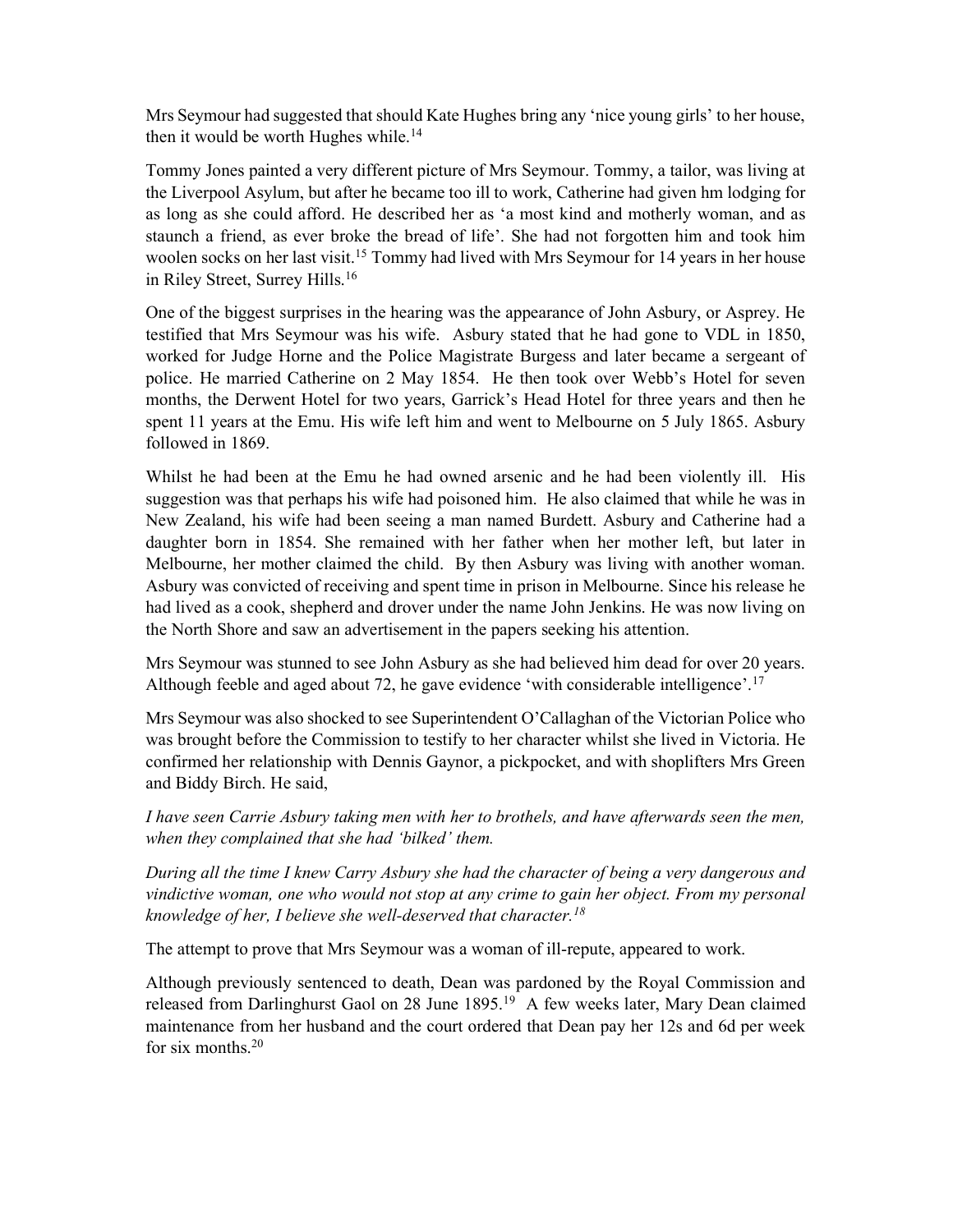Mrs Seymour had suggested that should Kate Hughes bring any 'nice young girls' to her house, then it would be worth Hughes while.[14]

Tommy Jones painted a very different picture of Mrs Seymour. Tommy, a tailor, was living at the Liverpool Asylum, but after he became too ill to work, Catherine had given hm lodging for as long as she could afford. He described her as 'a most kind and motherly woman, and as staunch a friend, as ever broke the bread of life'. She had not forgotten him and took him woolen socks on her last visit.[15] Tommy had lived with Mrs Seymour for 14 years in her house in Riley Street, Surrey Hills.[16]

One of the biggest surprises in the hearing was the appearance of John Asbury, or Asprey. He testified that Mrs Seymour was his wife. Asbury stated that he had gone to VDL in 1850, worked for Judge Horne and the Police Magistrate Burgess and later became a sergeant of police. He married Catherine on 2 May 1854. He then took over Webb's Hotel for seven months, the Derwent Hotel for two years, Garrick's Head Hotel for three years and then he spent 11 years at the Emu. His wife left him and went to Melbourne on 5 July 1865. Asbury followed in 1869.

Whilst he had been at the Emu he had owned arsenic and he had been violently ill. His suggestion was that perhaps his wife had poisoned him. He also claimed that while he was in New Zealand, his wife had been seeing a man named Burdett. Asbury and Catherine had a daughter born in 1854. She remained with her father when her mother left, but later in Melbourne, her mother claimed the child. By then Asbury was living with another woman. Asbury was convicted of receiving and spent time in prison in Melbourne. Since his release he had lived as a cook, shepherd and drover under the name John Jenkins. He was now living on the North Shore and saw an advertisement in the papers seeking his attention.

Mrs Seymour was stunned to see John Asbury as she had believed him dead for over 20 years. Although feeble and aged about 72, he gave evidence 'with considerable intelligence'.[17]

Mrs Seymour was also shocked to see Superintendent O'Callaghan of the Victorian Police who was brought before the Commission to testify to her character whilst she lived in Victoria. He confirmed her relationship with Dennis Gaynor, a pickpocket, and with shoplifters Mrs Green and Biddy Birch. He said,

*I have seen Carrie Asbury taking men with her to brothels, and have afterwards seen the men, when they complained that she had 'bilked' them.*

*During all the time I knew Carry Asbury she had the character of being a very dangerous and vindictive woman, one who would not stop at any crime to gain her object. From my personal knowledge of her, I believe she well-deserved that character.*[18]

The attempt to prove that Mrs Seymour was a woman of ill-repute, appeared to work.

Although previously sentenced to death, Dean was pardoned by the Royal Commission and released from Darlinghurst Gaol on 28 June 1895.[19] A few weeks later, Mary Dean claimed maintenance from her husband and the court ordered that Dean pay her 12s and 6d per week for six months.[20]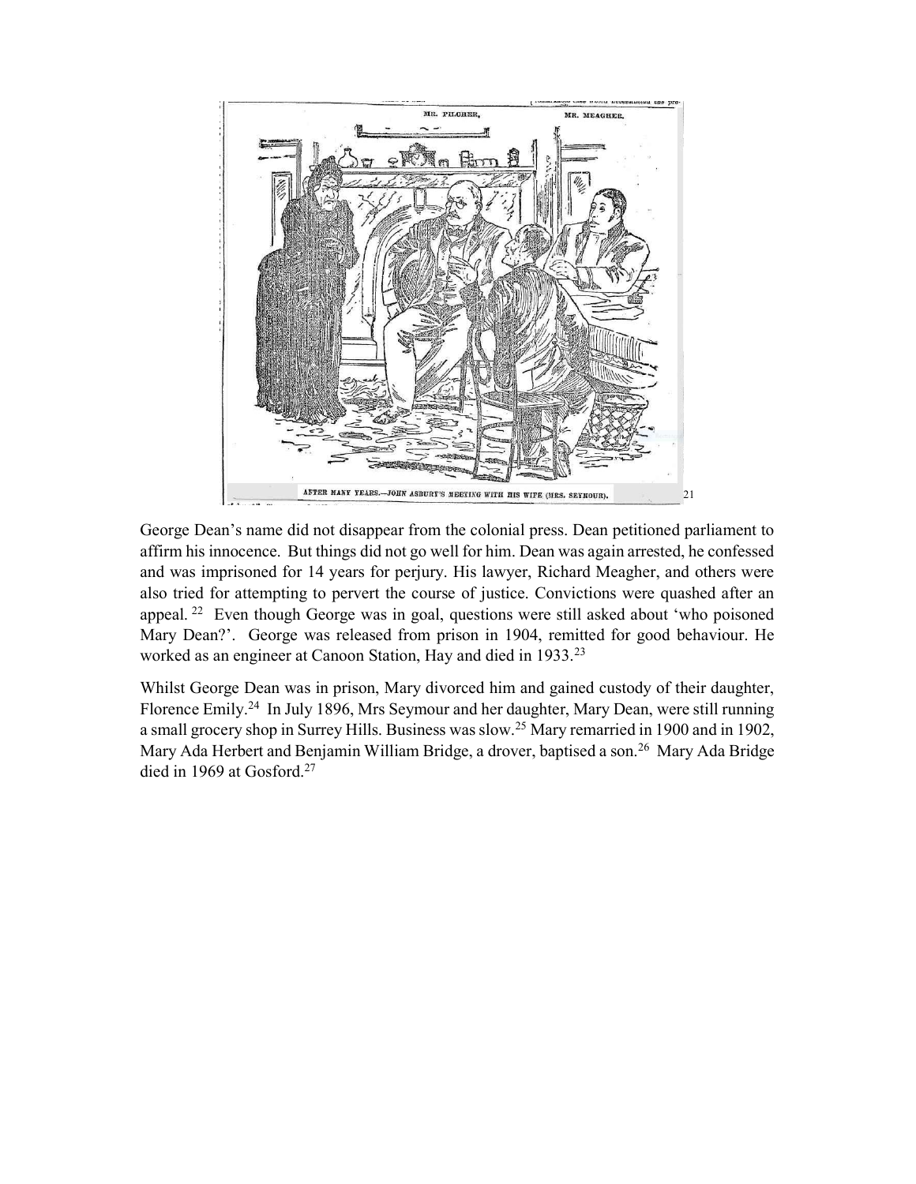AFTER MANY YEARS.—JOHN ASBURY'S MEETING WITH HIS WIFE (MRS. SEYMOUR). [21]

George Dean's name did not disappear from the colonial press. Dean petitioned parliament to affirm his innocence. But things did not go well for him. Dean was again arrested, he confessed and was imprisoned for 14 years for perjury. His lawyer, Richard Meagher, and others were also tried for attempting to pervert the course of justice. Convictions were quashed after an appeal.[22] Even though George was in goal, questions were still asked about 'who poisoned Mary Dean?'. George was released from prison in 1904, remitted for good behaviour. He worked as an engineer at Canoon Station, Hay and died in 1933.[23]

Whilst George Dean was in prison, Mary divorced him and gained custody of their daughter, Florence Emily.[24] In July 1896, Mrs Seymour and her daughter, Mary Dean, were still running a small grocery shop in Surrey Hills. Business was slow.[25] Mary remarried in 1900 and in 1902, Mary Ada Herbert and Benjamin William Bridge, a drover, baptised a son.[26] Mary Ada Bridge died in 1969 at Gosford.[27]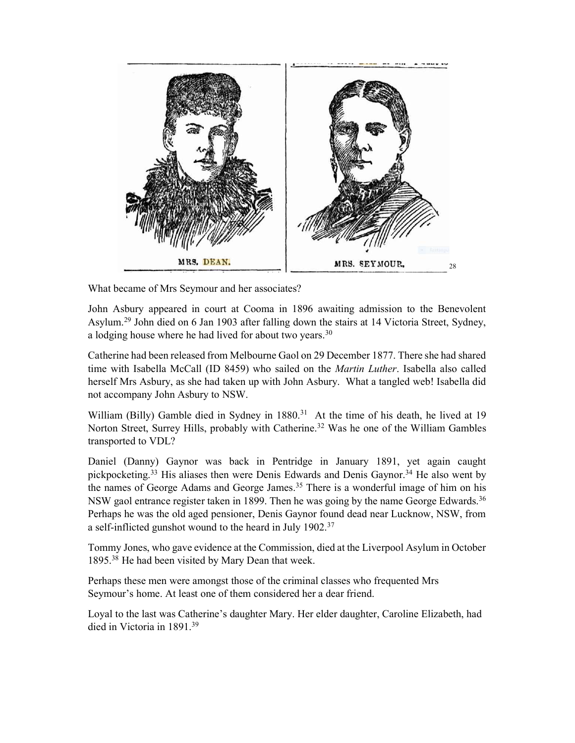MRS. DEAN.

MRS. SEYMOUR.[28]

What became of Mrs Seymour and her associates?

John Asbury appeared in court at Cooma in 1896 awaiting admission to the Benevolent Asylum.[29] John died on 6 Jan 1903 after falling down the stairs at 14 Victoria Street, Sydney, a lodging house where he had lived for about two years.[30]

Catherine had been released from Melbourne Gaol on 29 December 1877. There she had shared time with Isabella McCall (ID 8459) who sailed on the *Martin Luther*. Isabella also called herself Mrs Asbury, as she had taken up with John Asbury. What a tangled web! Isabella did not accompany John Asbury to NSW.

William (Billy) Gamble died in Sydney in 1880.[31] At the time of his death, he lived at 19 Norton Street, Surrey Hills, probably with Catherine.[32] Was he one of the William Gambles transported to VDL?

Daniel (Danny) Gaynor was back in Pentridge in January 1891, yet again caught pickpocketing.[33] His aliases then were Denis Edwards and Denis Gaynor.[34] He also went by the names of George Adams and George James.[35] There is a wonderful image of him on his NSW gaol entrance register taken in 1899. Then he was going by the name George Edwards.[36] Perhaps he was the old aged pensioner, Denis Gaynor found dead near Lucknow, NSW, from a self-inflicted gunshot wound to the heard in July 1902.[37]

Tommy Jones, who gave evidence at the Commission, died at the Liverpool Asylum in October 1895.[38] He had been visited by Mary Dean that week.

Perhaps these men were amongst those of the criminal classes who frequented Mrs Seymour's home. At least one of them considered her a dear friend.

Loyal to the last was Catherine's daughter Mary. Her elder daughter, Caroline Elizabeth, had died in Victoria in 1891.[39]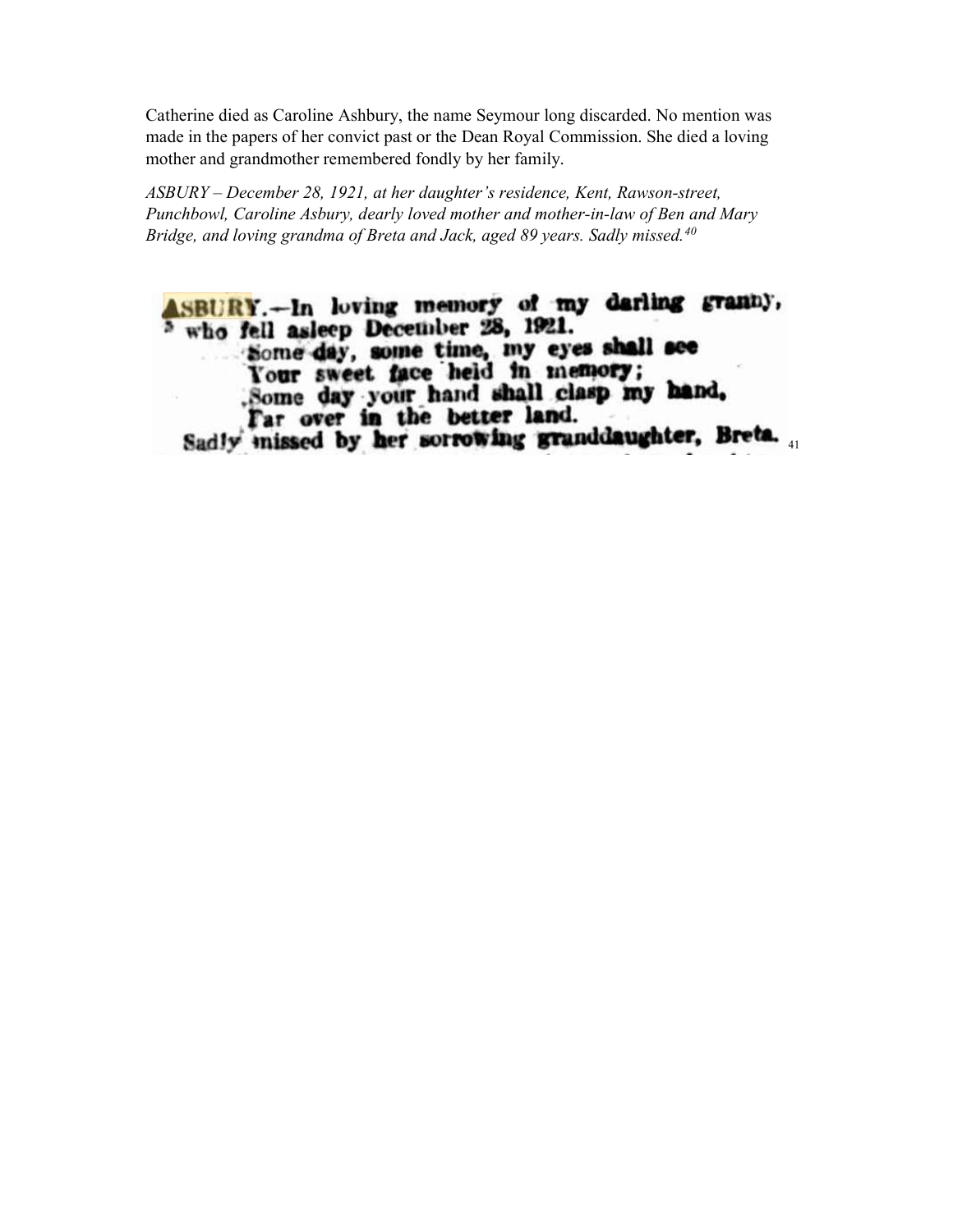Catherine died as Caroline Ashbury, the name Seymour long discarded. No mention was made in the papers of her convict past or the Dean Royal Commission. She died a loving mother and grandmother remembered fondly by her family.

*ASBURY – December 28, 1921, at her daughter's residence, Kent, Rawson-street, Punchbowl, Caroline Asbury, dearly loved mother and mother-in-law of Ben and Mary Bridge, and loving grandma of Breta and Jack, aged 89 years. Sadly missed.*[40]

ASBURY.—In loving memory of my darling granny, who fell asleep December 28, 1921.

Some day, some time, my eyes shall see
Your sweet face held in memory;
Some day your hand shall clasp my hand,
Far over in the better land.

Sadly missed by her sorrowing granddaughter, Breta.[41]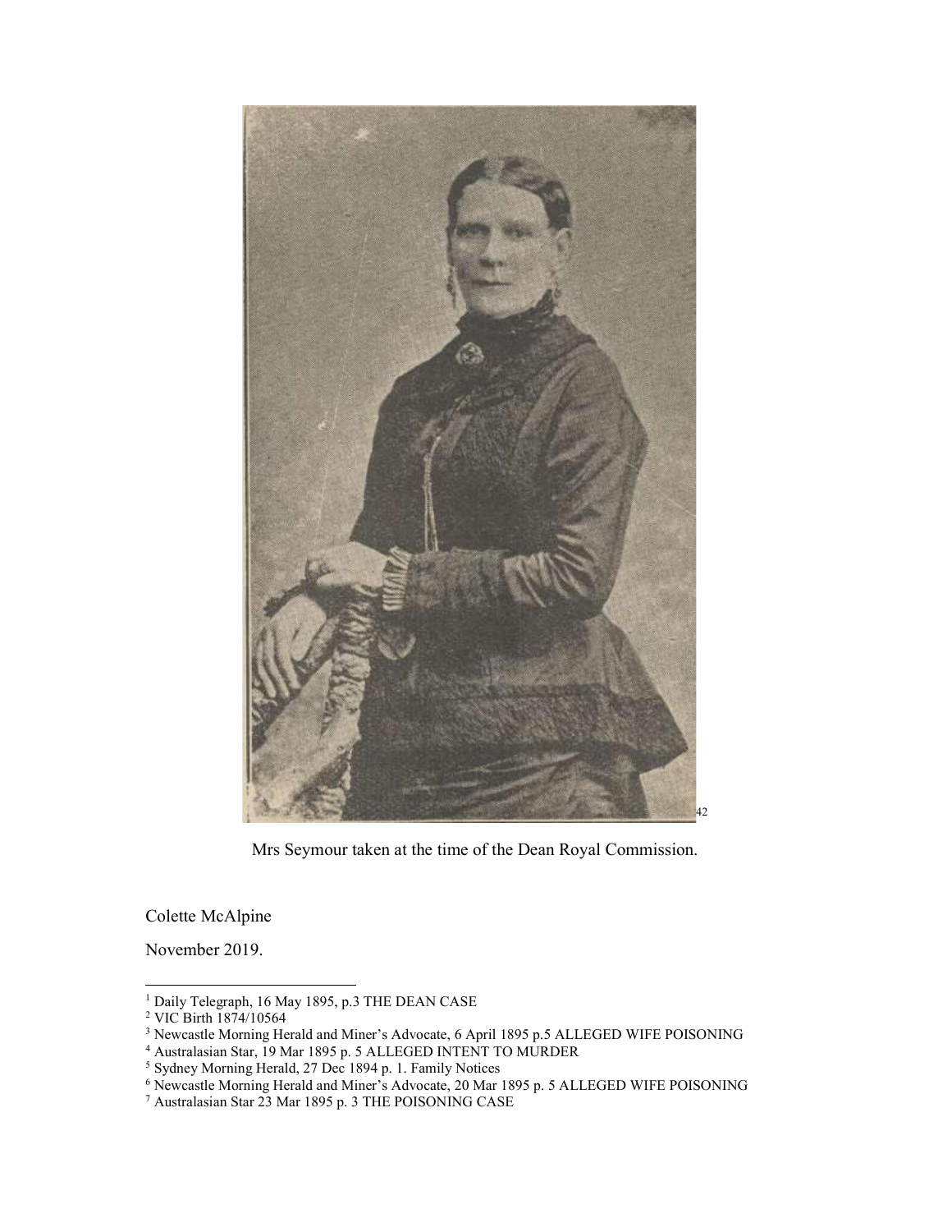[42]

Mrs Seymour taken at the time of the Dean Royal Commission.

Colette McAlpine

November 2019.

---

[1] Daily Telegraph, 16 May 1895, p.3 THE DEAN CASE

[2] VIC Birth 1874/10564

[3] Newcastle Morning Herald and Miner's Advocate, 6 April 1895 p.5 ALLEGED WIFE POISONING

[4] Australasian Star, 19 Mar 1895 p. 5 ALLEGED INTENT TO MURDER

[5] Sydney Morning Herald, 27 Dec 1894 p. 1. Family Notices

[6] Newcastle Morning Herald and Miner's Advocate, 20 Mar 1895 p. 5 ALLEGED WIFE POISONING

[7] Australasian Star 23 Mar 1895 p. 3 THE POISONING CASE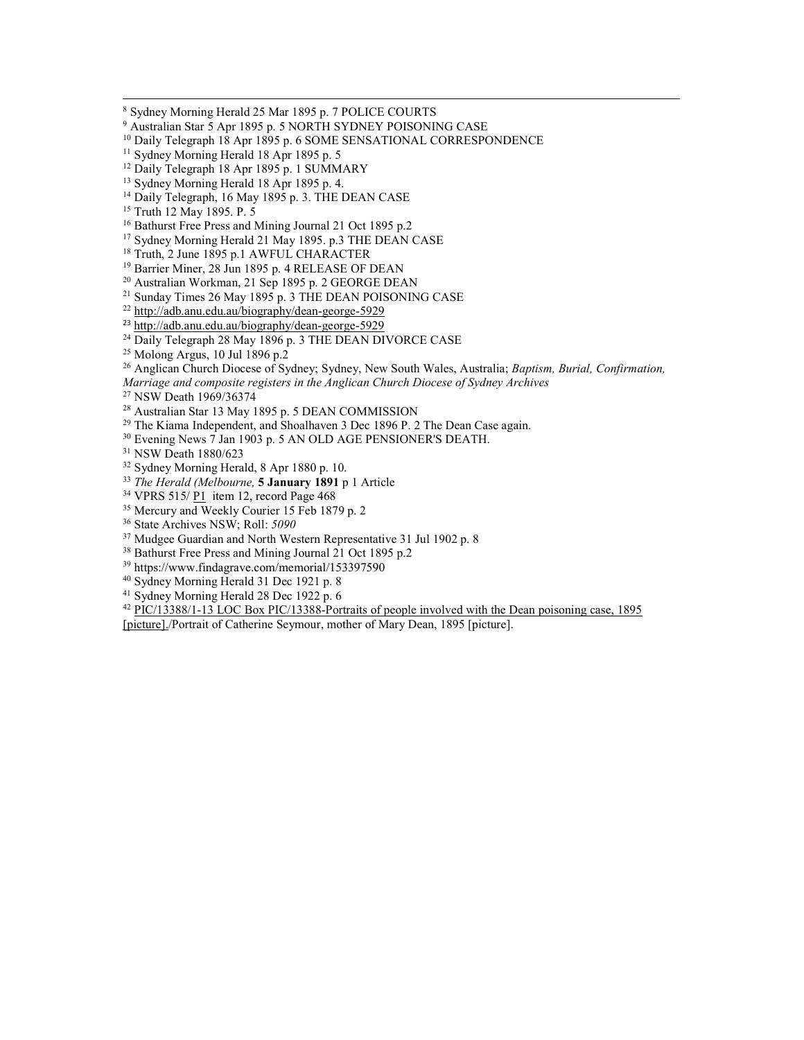[8] Sydney Morning Herald 25 Mar 1895 p. 7 POLICE COURTS

[9] Australian Star 5 Apr 1895 p. 5 NORTH SYDNEY POISONING CASE

[10] Daily Telegraph 18 Apr 1895 p. 6 SOME SENSATIONAL CORRESPONDENCE

[11] Sydney Morning Herald 18 Apr 1895 p. 5

[12] Daily Telegraph 18 Apr 1895 p. 1 SUMMARY

[13] Sydney Morning Herald 18 Apr 1895 p. 4.

[14] Daily Telegraph, 16 May 1895 p. 3. THE DEAN CASE

[15] Truth 12 May 1895. P. 5

[16] Bathurst Free Press and Mining Journal 21 Oct 1895 p.2

[17] Sydney Morning Herald 21 May 1895. p.3 THE DEAN CASE

[18] Truth, 2 June 1895 p.1 AWFUL CHARACTER

[19] Barrier Miner, 28 Jun 1895 p. 4 RELEASE OF DEAN

[20] Australian Workman, 21 Sep 1895 p. 2 GEORGE DEAN

[21] Sunday Times 26 May 1895 p. 3 THE DEAN POISONING CASE

[22] http://adb.anu.edu.au/biography/dean-george-5929

[23] http://adb.anu.edu.au/biography/dean-george-5929

[24] Daily Telegraph 28 May 1896 p. 3 THE DEAN DIVORCE CASE

[25] Molong Argus, 10 Jul 1896 p.2

[26] Anglican Church Diocese of Sydney; Sydney, New South Wales, Australia; *Baptism, Burial, Confirmation, Marriage and composite registers in the Anglican Church Diocese of Sydney Archives*

[27] NSW Death 1969/36374

[28] Australian Star 13 May 1895 p. 5 DEAN COMMISSION

[29] The Kiama Independent, and Shoalhaven 3 Dec 1896 P. 2 The Dean Case again.

[30] Evening News 7 Jan 1903 p. 5 AN OLD AGE PENSIONER'S DEATH.

[31] NSW Death 1880/623

[32] Sydney Morning Herald, 8 Apr 1880 p. 10.

[33] *The Herald (Melbourne,* **5 January 1891** p 1 Article

[34] VPRS 515/ P1 item 12, record Page 468

[35] Mercury and Weekly Courier 15 Feb 1879 p. 2

[36] State Archives NSW; Roll: *5090*

[37] Mudgee Guardian and North Western Representative 31 Jul 1902 p. 8

[38] Bathurst Free Press and Mining Journal 21 Oct 1895 p.2

[39] https://www.findagrave.com/memorial/153397590

[40] Sydney Morning Herald 31 Dec 1921 p. 8

[41] Sydney Morning Herald 28 Dec 1922 p. 6

[42] PIC/13388/1-13 LOC Box PIC/13388-Portraits of people involved with the Dean poisoning case, 1895 [picture]./Portrait of Catherine Seymour, mother of Mary Dean, 1895 [picture].